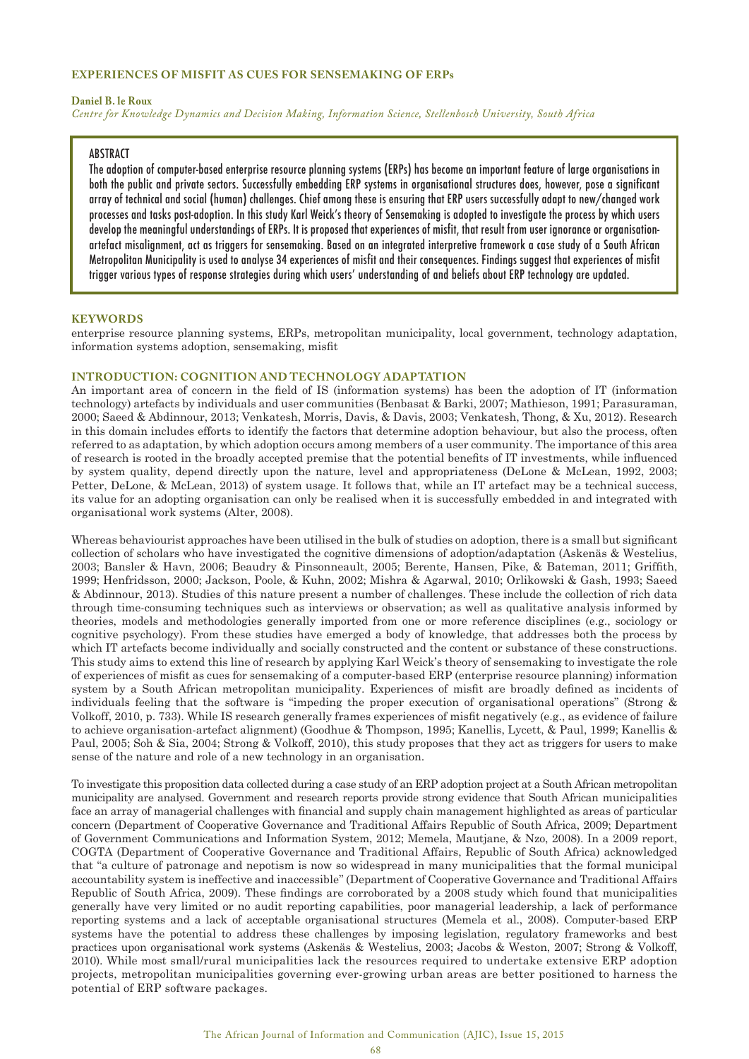# EXPERIENCES OF MISFIT AS CUES FOR SENSEMAKING OF ERPs

**Daniel B. le Roux**

*Centre for Knowledge Dynamics and Decision Making, Information Science, Stellenbosch University, South Africa*

## ABSTRACT

The adoption of computer-based enterprise resource planning systems (ERPs) has become an important feature of large organisations in both the public and private sectors. Successfully embedding ERP systems in organisational structures does, however, pose a significant array of technical and social (human) challenges. Chief among these is ensuring that ERP users successfully adapt to new/changed work processes and tasks post-adoption. In this study Karl Weick's theory of Sensemaking is adopted to investigate the process by which users develop the meaningful understandings of ERPs. It is proposed that experiences of misfit, that result from user ignorance or organisation-artefact misalignment, act as triggers for sensemaking. Based on an integrated interpretive framework a case study of a South African Metropolitan Municipality is used to analyse 34 experiences of misfit and their consequences. Findings suggest that experiences of misfit trigger various types of response strategies during which users' understanding of and beliefs about ERP technology are updated.

## KEYWORDS

enterprise resource planning systems, ERPs, metropolitan municipality, local government, technology adaptation, information systems adoption, sensemaking, misfit

## INTRODUCTION: COGNITION AND TECHNOLOGY ADAPTATION

An important area of concern in the field of IS (information systems) has been the adoption of IT (information technology) artefacts by individuals and user communities (Benbasat & Barki, 2007; Mathieson, 1991; Parasuraman, 2000; Saeed & Abdinnour, 2013; Venkatesh, Morris, Davis, & Davis, 2003; Venkatesh, Thong, & Xu, 2012). Research in this domain includes efforts to identify the factors that determine adoption behaviour, but also the process, often referred to as adaptation, by which adoption occurs among members of a user community. The importance of this area of research is rooted in the broadly accepted premise that the potential benefits of IT investments, while influenced by system quality, depend directly upon the nature, level and appropriateness (DeLone & McLean, 1992, 2003; Petter, DeLone, & McLean, 2013) of system usage. It follows that, while an IT artefact may be a technical success, its value for an adopting organisation can only be realised when it is successfully embedded in and integrated with organisational work systems (Alter, 2008).

Whereas behaviourist approaches have been utilised in the bulk of studies on adoption, there is a small but significant collection of scholars who have investigated the cognitive dimensions of adoption/adaptation (Askenäs & Westelius, 2003; Bansler & Havn, 2006; Beaudry & Pinsonneault, 2005; Berente, Hansen, Pike, & Bateman, 2011; Griffith, 1999; Henfridsson, 2000; Jackson, Poole, & Kuhn, 2002; Mishra & Agarwal, 2010; Orlikowski & Gash, 1993; Saeed & Abdinnour, 2013). Studies of this nature present a number of challenges. These include the collection of rich data through time-consuming techniques such as interviews or observation; as well as qualitative analysis informed by theories, models and methodologies generally imported from one or more reference disciplines (e.g., sociology or cognitive psychology). From these studies have emerged a body of knowledge, that addresses both the process by which IT artefacts become individually and socially constructed and the content or substance of these constructions. This study aims to extend this line of research by applying Karl Weick's theory of sensemaking to investigate the role of experiences of misfit as cues for sensemaking of a computer-based ERP (enterprise resource planning) information system by a South African metropolitan municipality. Experiences of misfit are broadly defined as incidents of individuals feeling that the software is "impeding the proper execution of organisational operations" (Strong & Volkoff, 2010, p. 733). While IS research generally frames experiences of misfit negatively (e.g., as evidence of failure to achieve organisation-artefact alignment) (Goodhue & Thompson, 1995; Kanellis, Lycett, & Paul, 1999; Kanellis & Paul, 2005; Soh & Sia, 2004; Strong & Volkoff, 2010), this study proposes that they act as triggers for users to make sense of the nature and role of a new technology in an organisation.

To investigate this proposition data collected during a case study of an ERP adoption project at a South African metropolitan municipality are analysed. Government and research reports provide strong evidence that South African municipalities face an array of managerial challenges with financial and supply chain management highlighted as areas of particular concern (Department of Cooperative Governance and Traditional Affairs Republic of South Africa, 2009; Department of Government Communications and Information System, 2012; Memela, Mautjane, & Nzo, 2008). In a 2009 report, COGTA (Department of Cooperative Governance and Traditional Affairs, Republic of South Africa) acknowledged that "a culture of patronage and nepotism is now so widespread in many municipalities that the formal municipal accountability system is ineffective and inaccessible" (Department of Cooperative Governance and Traditional Affairs Republic of South Africa, 2009). These findings are corroborated by a 2008 study which found that municipalities generally have very limited or no audit reporting capabilities, poor managerial leadership, a lack of performance reporting systems and a lack of acceptable organisational structures (Memela et al., 2008). Computer-based ERP systems have the potential to address these challenges by imposing legislation, regulatory frameworks and best practices upon organisational work systems (Askenäs & Westelius, 2003; Jacobs & Weston, 2007; Strong & Volkoff, 2010). While most small/rural municipalities lack the resources required to undertake extensive ERP adoption projects, metropolitan municipalities governing ever-growing urban areas are better positioned to harness the potential of ERP software packages.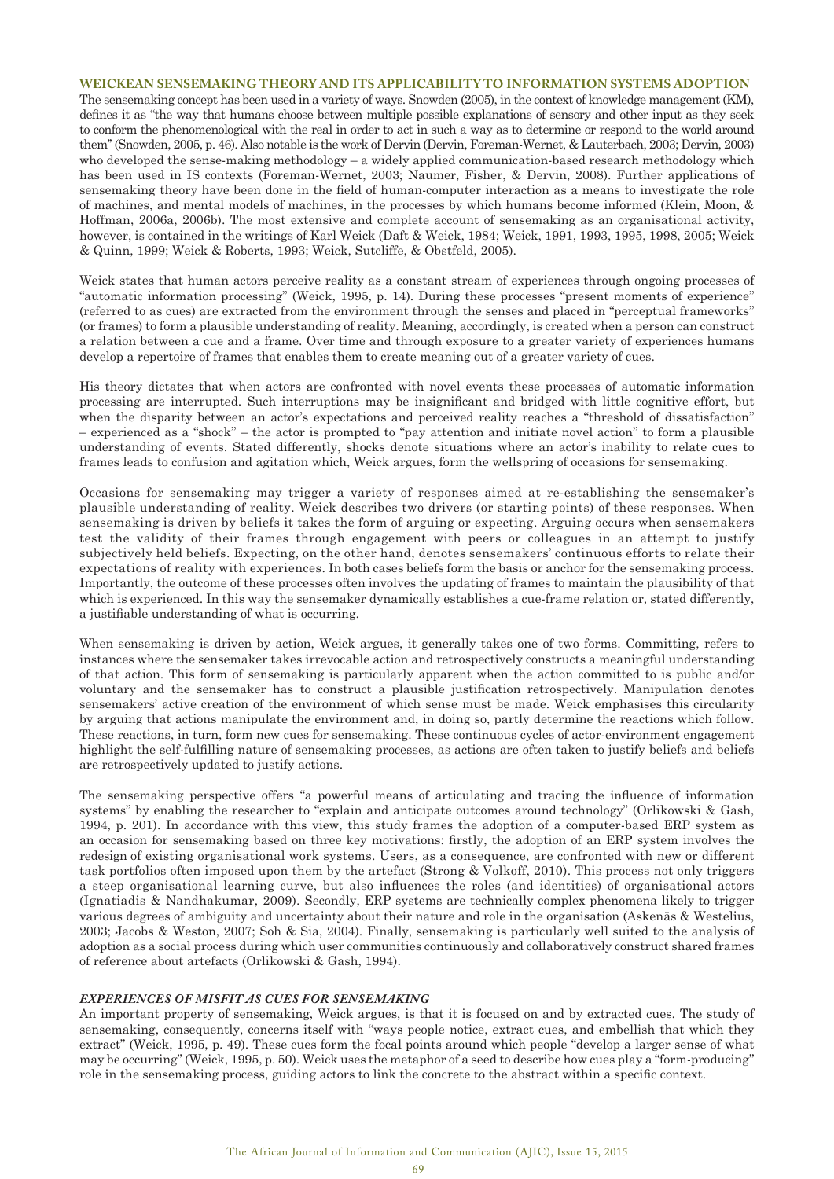## WEICKEAN SENSEMAKING THEORY AND ITS APPLICABILITY TO INFORMATION SYSTEMS ADOPTION

The sensemaking concept has been used in a variety of ways. Snowden (2005), in the context of knowledge management (KM), defines it as "the way that humans choose between multiple possible explanations of sensory and other input as they seek to conform the phenomenological with the real in order to act in such a way as to determine or respond to the world around them" (Snowden, 2005, p. 46). Also notable is the work of Dervin (Dervin, Foreman-Wernet, & Lauterbach, 2003; Dervin, 2003) who developed the sense-making methodology – a widely applied communication-based research methodology which has been used in IS contexts (Foreman-Wernet, 2003; Naumer, Fisher, & Dervin, 2008). Further applications of sensemaking theory have been done in the field of human-computer interaction as a means to investigate the role of machines, and mental models of machines, in the processes by which humans become informed (Klein, Moon, & Hoffman, 2006a, 2006b). The most extensive and complete account of sensemaking as an organisational activity, however, is contained in the writings of Karl Weick (Daft & Weick, 1984; Weick, 1991, 1993, 1995, 1998, 2005; Weick & Quinn, 1999; Weick & Roberts, 1993; Weick, Sutcliffe, & Obstfeld, 2005).

Weick states that human actors perceive reality as a constant stream of experiences through ongoing processes of "automatic information processing" (Weick, 1995, p. 14). During these processes "present moments of experience" (referred to as cues) are extracted from the environment through the senses and placed in "perceptual frameworks" (or frames) to form a plausible understanding of reality. Meaning, accordingly, is created when a person can construct a relation between a cue and a frame. Over time and through exposure to a greater variety of experiences humans develop a repertoire of frames that enables them to create meaning out of a greater variety of cues.

His theory dictates that when actors are confronted with novel events these processes of automatic information processing are interrupted. Such interruptions may be insignificant and bridged with little cognitive effort, but when the disparity between an actor's expectations and perceived reality reaches a "threshold of dissatisfaction" – experienced as a "shock" – the actor is prompted to "pay attention and initiate novel action" to form a plausible understanding of events. Stated differently, shocks denote situations where an actor's inability to relate cues to frames leads to confusion and agitation which, Weick argues, form the wellspring of occasions for sensemaking.

Occasions for sensemaking may trigger a variety of responses aimed at re-establishing the sensemaker's plausible understanding of reality. Weick describes two drivers (or starting points) of these responses. When sensemaking is driven by beliefs it takes the form of arguing or expecting. Arguing occurs when sensemakers test the validity of their frames through engagement with peers or colleagues in an attempt to justify subjectively held beliefs. Expecting, on the other hand, denotes sensemakers' continuous efforts to relate their expectations of reality with experiences. In both cases beliefs form the basis or anchor for the sensemaking process. Importantly, the outcome of these processes often involves the updating of frames to maintain the plausibility of that which is experienced. In this way the sensemaker dynamically establishes a cue-frame relation or, stated differently, a justifiable understanding of what is occurring.

When sensemaking is driven by action, Weick argues, it generally takes one of two forms. Committing, refers to instances where the sensemaker takes irrevocable action and retrospectively constructs a meaningful understanding of that action. This form of sensemaking is particularly apparent when the action committed to is public and/or voluntary and the sensemaker has to construct a plausible justification retrospectively. Manipulation denotes sensemakers' active creation of the environment of which sense must be made. Weick emphasises this circularity by arguing that actions manipulate the environment and, in doing so, partly determine the reactions which follow. These reactions, in turn, form new cues for sensemaking. These continuous cycles of actor-environment engagement highlight the self-fulfilling nature of sensemaking processes, as actions are often taken to justify beliefs and beliefs are retrospectively updated to justify actions.

The sensemaking perspective offers "a powerful means of articulating and tracing the influence of information systems" by enabling the researcher to "explain and anticipate outcomes around technology" (Orlikowski & Gash, 1994, p. 201). In accordance with this view, this study frames the adoption of a computer-based ERP system as an occasion for sensemaking based on three key motivations: firstly, the adoption of an ERP system involves the redesign of existing organisational work systems. Users, as a consequence, are confronted with new or different task portfolios often imposed upon them by the artefact (Strong & Volkoff, 2010). This process not only triggers a steep organisational learning curve, but also influences the roles (and identities) of organisational actors (Ignatiadis & Nandhakumar, 2009). Secondly, ERP systems are technically complex phenomena likely to trigger various degrees of ambiguity and uncertainty about their nature and role in the organisation (Askenäs & Westelius, 2003; Jacobs & Weston, 2007; Soh & Sia, 2004). Finally, sensemaking is particularly well suited to the analysis of adoption as a social process during which user communities continuously and collaboratively construct shared frames of reference about artefacts (Orlikowski & Gash, 1994).

### *EXPERIENCES OF MISFIT AS CUES FOR SENSEMAKING*

An important property of sensemaking, Weick argues, is that it is focused on and by extracted cues. The study of sensemaking, consequently, concerns itself with "ways people notice, extract cues, and embellish that which they extract" (Weick, 1995, p. 49). These cues form the focal points around which people "develop a larger sense of what may be occurring" (Weick, 1995, p. 50). Weick uses the metaphor of a seed to describe how cues play a "form-producing" role in the sensemaking process, guiding actors to link the concrete to the abstract within a specific context.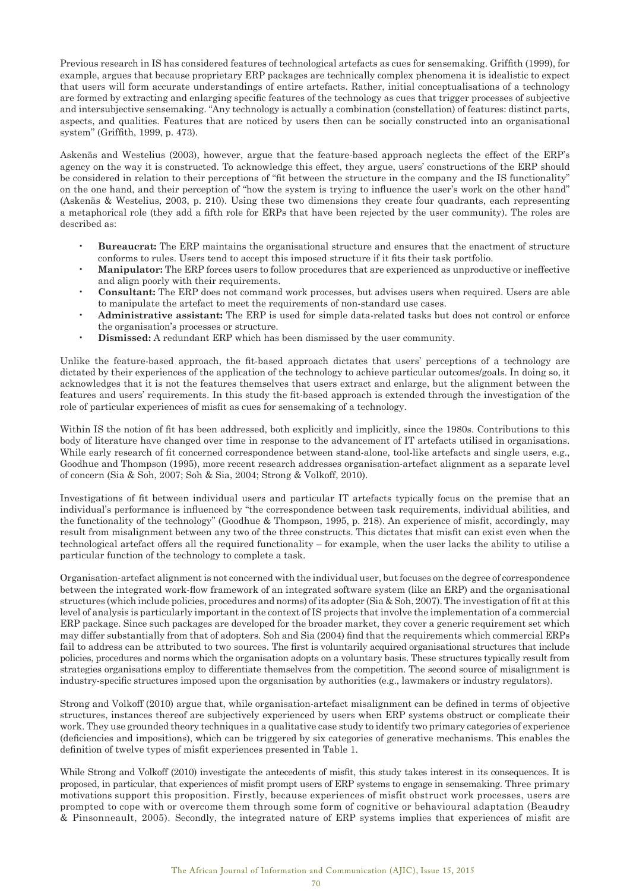Previous research in IS has considered features of technological artefacts as cues for sensemaking. Griffith (1999), for example, argues that because proprietary ERP packages are technically complex phenomena it is idealistic to expect that users will form accurate understandings of entire artefacts. Rather, initial conceptualisations of a technology are formed by extracting and enlarging specific features of the technology as cues that trigger processes of subjective and intersubjective sensemaking. "Any technology is actually a combination (constellation) of features: distinct parts, aspects, and qualities. Features that are noticed by users then can be socially constructed into an organisational system" (Griffith, 1999, p. 473).

Askenäs and Westelius (2003), however, argue that the feature-based approach neglects the effect of the ERP's agency on the way it is constructed. To acknowledge this effect, they argue, users' constructions of the ERP should be considered in relation to their perceptions of "fit between the structure in the company and the IS functionality" on the one hand, and their perception of "how the system is trying to influence the user's work on the other hand" (Askenäs & Westelius, 2003, p. 210). Using these two dimensions they create four quadrants, each representing a metaphorical role (they add a fifth role for ERPs that have been rejected by the user community). The roles are described as:

- **Bureaucrat:** The ERP maintains the organisational structure and ensures that the enactment of structure conforms to rules. Users tend to accept this imposed structure if it fits their task portfolio.
- **Manipulator:** The ERP forces users to follow procedures that are experienced as unproductive or ineffective and align poorly with their requirements.
- **Consultant:** The ERP does not command work processes, but advises users when required. Users are able to manipulate the artefact to meet the requirements of non-standard use cases.
- **Administrative assistant:** The ERP is used for simple data-related tasks but does not control or enforce the organisation's processes or structure.
- **Dismissed:** A redundant ERP which has been dismissed by the user community.

Unlike the feature-based approach, the fit-based approach dictates that users' perceptions of a technology are dictated by their experiences of the application of the technology to achieve particular outcomes/goals. In doing so, it acknowledges that it is not the features themselves that users extract and enlarge, but the alignment between the features and users' requirements. In this study the fit-based approach is extended through the investigation of the role of particular experiences of misfit as cues for sensemaking of a technology.

Within IS the notion of fit has been addressed, both explicitly and implicitly, since the 1980s. Contributions to this body of literature have changed over time in response to the advancement of IT artefacts utilised in organisations. While early research of fit concerned correspondence between stand-alone, tool-like artefacts and single users, e.g., Goodhue and Thompson (1995), more recent research addresses organisation-artefact alignment as a separate level of concern (Sia & Soh, 2007; Soh & Sia, 2004; Strong & Volkoff, 2010).

Investigations of fit between individual users and particular IT artefacts typically focus on the premise that an individual's performance is influenced by "the correspondence between task requirements, individual abilities, and the functionality of the technology" (Goodhue & Thompson, 1995, p. 218). An experience of misfit, accordingly, may result from misalignment between any two of the three constructs. This dictates that misfit can exist even when the technological artefact offers all the required functionality – for example, when the user lacks the ability to utilise a particular function of the technology to complete a task.

Organisation-artefact alignment is not concerned with the individual user, but focuses on the degree of correspondence between the integrated work-flow framework of an integrated software system (like an ERP) and the organisational structures (which include policies, procedures and norms) of its adopter (Sia & Soh, 2007). The investigation of fit at this level of analysis is particularly important in the context of IS projects that involve the implementation of a commercial ERP package. Since such packages are developed for the broader market, they cover a generic requirement set which may differ substantially from that of adopters. Soh and Sia (2004) find that the requirements which commercial ERPs fail to address can be attributed to two sources. The first is voluntarily acquired organisational structures that include policies, procedures and norms which the organisation adopts on a voluntary basis. These structures typically result from strategies organisations employ to differentiate themselves from the competition. The second source of misalignment is industry-specific structures imposed upon the organisation by authorities (e.g., lawmakers or industry regulators).

Strong and Volkoff (2010) argue that, while organisation-artefact misalignment can be defined in terms of objective structures, instances thereof are subjectively experienced by users when ERP systems obstruct or complicate their work. They use grounded theory techniques in a qualitative case study to identify two primary categories of experience (deficiencies and impositions), which can be triggered by six categories of generative mechanisms. This enables the definition of twelve types of misfit experiences presented in Table 1.

While Strong and Volkoff (2010) investigate the antecedents of misfit, this study takes interest in its consequences. It is proposed, in particular, that experiences of misfit prompt users of ERP systems to engage in sensemaking. Three primary motivations support this proposition. Firstly, because experiences of misfit obstruct work processes, users are prompted to cope with or overcome them through some form of cognitive or behavioural adaptation (Beaudry & Pinsonneault, 2005). Secondly, the integrated nature of ERP systems implies that experiences of misfit are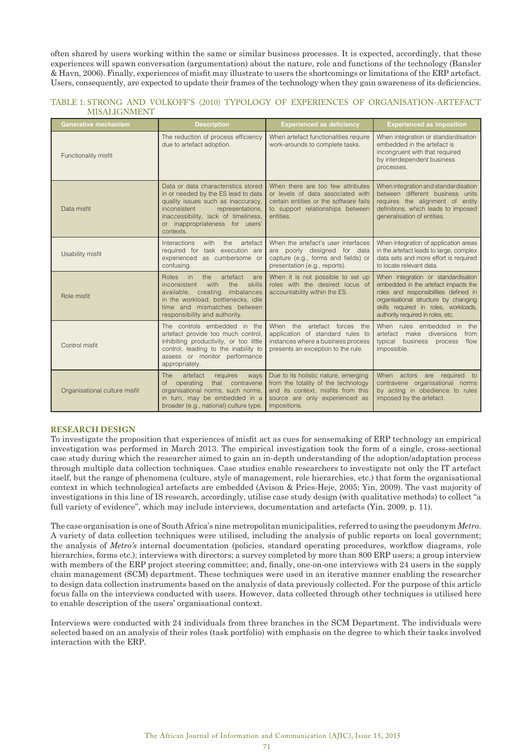often shared by users working within the same or similar business processes. It is expected, accordingly, that these experiences will spawn conversation (argumentation) about the nature, role and functions of the technology (Bansler & Havn, 2006). Finally, experiences of misfit may illustrate to users the shortcomings or limitations of the ERP artefact. Users, consequently, are expected to update their frames of the technology when they gain awareness of its deficiencies.

TABLE 1: STRONG AND VOLKOFF'S (2010) TYPOLOGY OF EXPERIENCES OF ORGANISATION-ARTEFACT MISALIGNMENT

| Generative mechanism | Description | Experienced as deficiency | Experienced as imposition |
|---|---|---|---|
| Functionality misfit | The reduction of process efficiency due to artefact adoption. | When artefact functionalities require work-arounds to complete tasks. | When integration or standardisation embedded in the artefact is incongruent with that required by interdependent business processes. |
| Data misfit | Data or data characteristics stored in or needed by the ES lead to data quality issues such as inaccuracy, inconsistent representations, inaccessibility, lack of timeliness, or inappropriateness for users' contexts. | When there are too few attributes or levels of data associated with certain entities or the software fails to support relationships between entities. | When integration and standardisation between different business units requires the alignment of entity definitions, which leads to imposed generalisation of entities. |
| Usability misfit | Interactions with the artefact required for task execution are experienced as cumbersome or confusing. | When the artefact's user interfaces are poorly designed for data capture (e.g., forms and fields) or presentation (e.g., reports). | When integration of application areas in the artefact leads to large, complex data sets and more effort is required to locate relevant data. |
| Role misfit | Roles in the artefact are inconsistent with the skills available, creating imbalances in the workload, bottlenecks, idle time and mismatches between responsibility and authority. | When it is not possible to set up roles with the desired locus of accountability within the ES. | When integration or standardisation embedded in the artefact impacts the roles and responsibilities defined in organisational structure by changing skills required in roles, workloads, authority required in roles, etc. |
| Control misfit | The controls embedded in the artefact provide too much control, inhibiting productivity, or too little control, leading to the inability to assess or monitor performance appropriately. | When the artefact forces the application of standard rules to instances where a business process presents an exception to the rule. | When rules embedded in the artefact make diversions from typical business process flow impossible. |
| Organisational culture misfit | The artefact requires ways of operating that contravene organisational norms, such norms, in turn, may be embedded in a broader (e.g., national) culture type. | Due to its holistic nature, emerging from the totality of the technology and its context, misfits from this source are only experienced as impositions. | When actors are required to contravene organisational norms by acting in obedience to rules imposed by the artefact. |

## RESEARCH DESIGN

To investigate the proposition that experiences of misfit act as cues for sensemaking of ERP technology an empirical investigation was performed in March 2013. The empirical investigation took the form of a single, cross-sectional case study during which the researcher aimed to gain an in-depth understanding of the adoption/adaptation process through multiple data collection techniques. Case studies enable researchers to investigate not only the IT artefact itself, but the range of phenomena (culture, style of management, role hierarchies, etc.) that form the organisational context in which technological artefacts are embedded (Avison & Pries-Heje, 2005; Yin, 2009). The vast majority of investigations in this line of IS research, accordingly, utilise case study design (with qualitative methods) to collect "a full variety of evidence", which may include interviews, documentation and artefacts (Yin, 2009, p. 11).

The case organisation is one of South Africa's nine metropolitan municipalities, referred to using the pseudonym *Metro*. A variety of data collection techniques were utilised, including the analysis of public reports on local government; the analysis of *Metro's* internal documentation (policies, standard operating procedures, workflow diagrams, role hierarchies, forms etc.); interviews with directors; a survey completed by more than 800 ERP users; a group interview with members of the ERP project steering committee; and, finally, one-on-one interviews with 24 users in the supply chain management (SCM) department. These techniques were used in an iterative manner enabling the researcher to design data collection instruments based on the analysis of data previously collected. For the purpose of this article focus falls on the interviews conducted with users. However, data collected through other techniques is utilised here to enable description of the users' organisational context.

Interviews were conducted with 24 individuals from three branches in the SCM Department. The individuals were selected based on an analysis of their roles (task portfolio) with emphasis on the degree to which their tasks involved interaction with the ERP.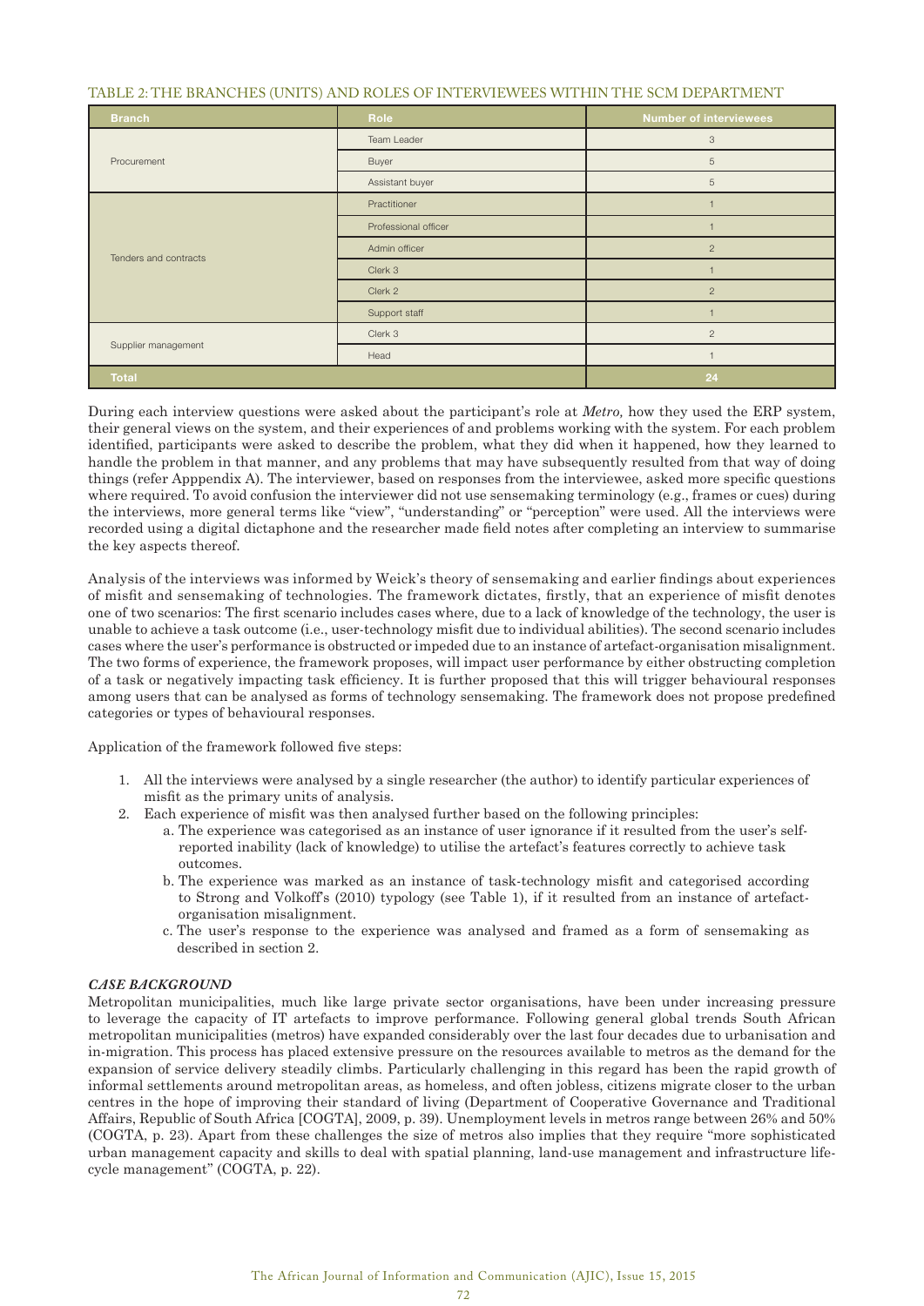TABLE 2: THE BRANCHES (UNITS) AND ROLES OF INTERVIEWEES WITHIN THE SCM DEPARTMENT

| Branch | Role | Number of interviewees |
|---|---|---|
| Procurement | Team Leader | 3 |
| | Buyer | 5 |
| | Assistant buyer | 5 |
| Tenders and contracts | Practitioner | 1 |
| | Professional officer | 1 |
| | Admin officer | 2 |
| | Clerk 3 | 1 |
| | Clerk 2 | 2 |
| | Support staff | 1 |
| Supplier management | Clerk 3 | 2 |
| | Head | 1 |
| **Total** | | **24** |

During each interview questions were asked about the participant's role at *Metro,* how they used the ERP system, their general views on the system, and their experiences of and problems working with the system. For each problem identified, participants were asked to describe the problem, what they did when it happened, how they learned to handle the problem in that manner, and any problems that may have subsequently resulted from that way of doing things (refer Apppendix A). The interviewer, based on responses from the interviewee, asked more specific questions where required. To avoid confusion the interviewer did not use sensemaking terminology (e.g., frames or cues) during the interviews, more general terms like "view", "understanding" or "perception" were used. All the interviews were recorded using a digital dictaphone and the researcher made field notes after completing an interview to summarise the key aspects thereof.

Analysis of the interviews was informed by Weick's theory of sensemaking and earlier findings about experiences of misfit and sensemaking of technologies. The framework dictates, firstly, that an experience of misfit denotes one of two scenarios: The first scenario includes cases where, due to a lack of knowledge of the technology, the user is unable to achieve a task outcome (i.e., user-technology misfit due to individual abilities). The second scenario includes cases where the user's performance is obstructed or impeded due to an instance of artefact-organisation misalignment. The two forms of experience, the framework proposes, will impact user performance by either obstructing completion of a task or negatively impacting task efficiency. It is further proposed that this will trigger behavioural responses among users that can be analysed as forms of technology sensemaking. The framework does not propose predefined categories or types of behavioural responses.

Application of the framework followed five steps:

1. All the interviews were analysed by a single researcher (the author) to identify particular experiences of misfit as the primary units of analysis.
2. Each experience of misfit was then analysed further based on the following principles:
   a. The experience was categorised as an instance of user ignorance if it resulted from the user's self-reported inability (lack of knowledge) to utilise the artefact's features correctly to achieve task outcomes.
   b. The experience was marked as an instance of task-technology misfit and categorised according to Strong and Volkoff's (2010) typology (see Table 1), if it resulted from an instance of artefact-organisation misalignment.
   c. The user's response to the experience was analysed and framed as a form of sensemaking as described in section 2.

### *CASE BACKGROUND*

Metropolitan municipalities, much like large private sector organisations, have been under increasing pressure to leverage the capacity of IT artefacts to improve performance. Following general global trends South African metropolitan municipalities (metros) have expanded considerably over the last four decades due to urbanisation and in-migration. This process has placed extensive pressure on the resources available to metros as the demand for the expansion of service delivery steadily climbs. Particularly challenging in this regard has been the rapid growth of informal settlements around metropolitan areas, as homeless, and often jobless, citizens migrate closer to the urban centres in the hope of improving their standard of living (Department of Cooperative Governance and Traditional Affairs, Republic of South Africa [COGTA], 2009, p. 39). Unemployment levels in metros range between 26% and 50% (COGTA, p. 23). Apart from these challenges the size of metros also implies that they require "more sophisticated urban management capacity and skills to deal with spatial planning, land-use management and infrastructure life-cycle management" (COGTA, p. 22).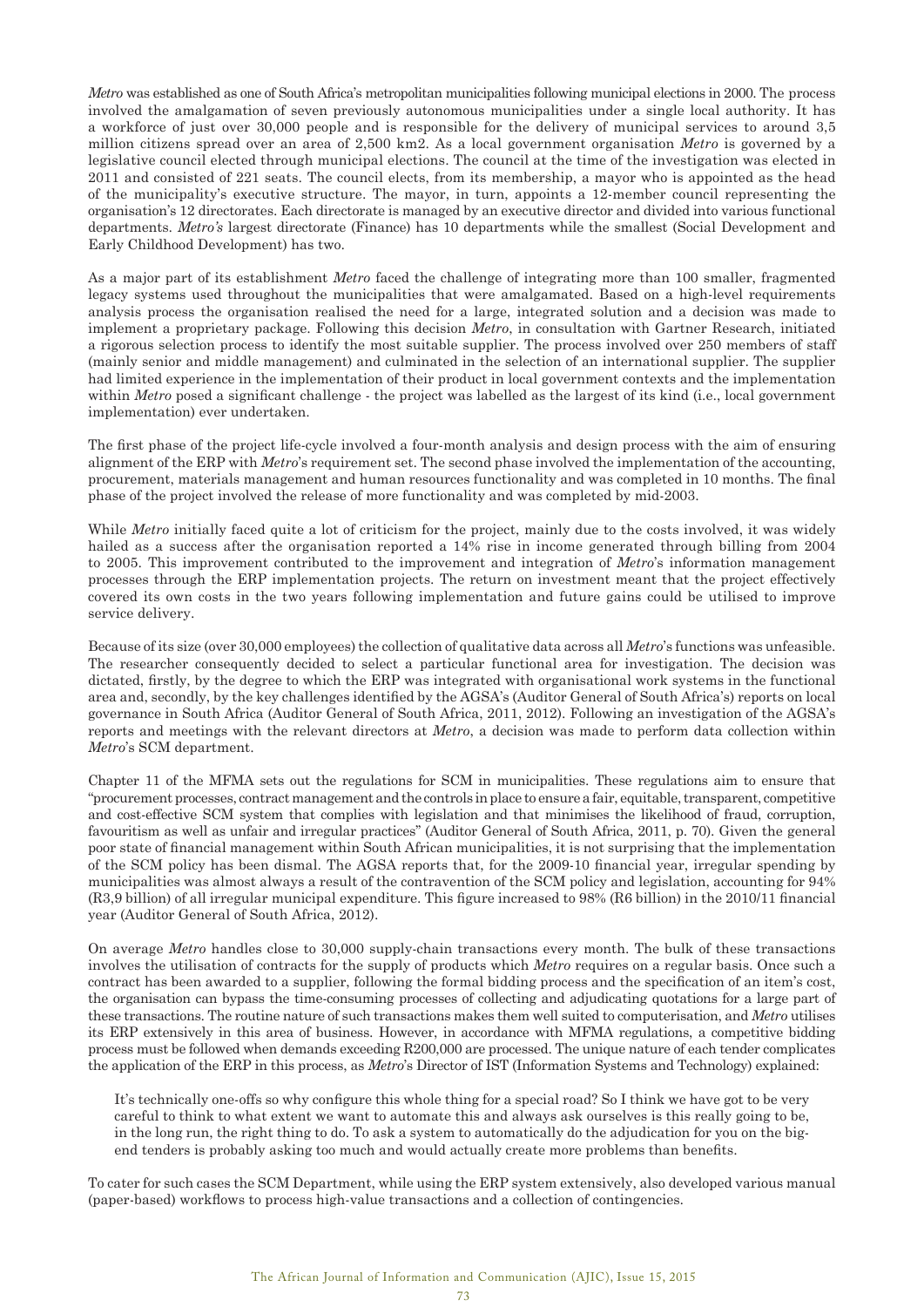*Metro* was established as one of South Africa's metropolitan municipalities following municipal elections in 2000. The process involved the amalgamation of seven previously autonomous municipalities under a single local authority. It has a workforce of just over 30,000 people and is responsible for the delivery of municipal services to around 3,5 million citizens spread over an area of 2,500 km2. As a local government organisation *Metro* is governed by a legislative council elected through municipal elections. The council at the time of the investigation was elected in 2011 and consisted of 221 seats. The council elects, from its membership, a mayor who is appointed as the head of the municipality's executive structure. The mayor, in turn, appoints a 12-member council representing the organisation's 12 directorates. Each directorate is managed by an executive director and divided into various functional departments. *Metro's* largest directorate (Finance) has 10 departments while the smallest (Social Development and Early Childhood Development) has two.

As a major part of its establishment *Metro* faced the challenge of integrating more than 100 smaller, fragmented legacy systems used throughout the municipalities that were amalgamated. Based on a high-level requirements analysis process the organisation realised the need for a large, integrated solution and a decision was made to implement a proprietary package. Following this decision *Metro*, in consultation with Gartner Research, initiated a rigorous selection process to identify the most suitable supplier. The process involved over 250 members of staff (mainly senior and middle management) and culminated in the selection of an international supplier. The supplier had limited experience in the implementation of their product in local government contexts and the implementation within *Metro* posed a significant challenge - the project was labelled as the largest of its kind (i.e., local government implementation) ever undertaken.

The first phase of the project life-cycle involved a four-month analysis and design process with the aim of ensuring alignment of the ERP with *Metro*'s requirement set. The second phase involved the implementation of the accounting, procurement, materials management and human resources functionality and was completed in 10 months. The final phase of the project involved the release of more functionality and was completed by mid-2003.

While *Metro* initially faced quite a lot of criticism for the project, mainly due to the costs involved, it was widely hailed as a success after the organisation reported a 14% rise in income generated through billing from 2004 to 2005. This improvement contributed to the improvement and integration of *Metro*'s information management processes through the ERP implementation projects. The return on investment meant that the project effectively covered its own costs in the two years following implementation and future gains could be utilised to improve service delivery.

Because of its size (over 30,000 employees) the collection of qualitative data across all *Metro*'s functions was unfeasible. The researcher consequently decided to select a particular functional area for investigation. The decision was dictated, firstly, by the degree to which the ERP was integrated with organisational work systems in the functional area and, secondly, by the key challenges identified by the AGSA's (Auditor General of South Africa's) reports on local governance in South Africa (Auditor General of South Africa, 2011, 2012). Following an investigation of the AGSA's reports and meetings with the relevant directors at *Metro*, a decision was made to perform data collection within *Metro*'s SCM department.

Chapter 11 of the MFMA sets out the regulations for SCM in municipalities. These regulations aim to ensure that "procurement processes, contract management and the controls in place to ensure a fair, equitable, transparent, competitive and cost-effective SCM system that complies with legislation and that minimises the likelihood of fraud, corruption, favouritism as well as unfair and irregular practices" (Auditor General of South Africa, 2011, p. 70). Given the general poor state of financial management within South African municipalities, it is not surprising that the implementation of the SCM policy has been dismal. The AGSA reports that, for the 2009-10 financial year, irregular spending by municipalities was almost always a result of the contravention of the SCM policy and legislation, accounting for 94% (R3,9 billion) of all irregular municipal expenditure. This figure increased to 98% (R6 billion) in the 2010/11 financial year (Auditor General of South Africa, 2012).

On average *Metro* handles close to 30,000 supply-chain transactions every month. The bulk of these transactions involves the utilisation of contracts for the supply of products which *Metro* requires on a regular basis. Once such a contract has been awarded to a supplier, following the formal bidding process and the specification of an item's cost, the organisation can bypass the time-consuming processes of collecting and adjudicating quotations for a large part of these transactions. The routine nature of such transactions makes them well suited to computerisation, and *Metro* utilises its ERP extensively in this area of business. However, in accordance with MFMA regulations, a competitive bidding process must be followed when demands exceeding R200,000 are processed. The unique nature of each tender complicates the application of the ERP in this process, as *Metro*'s Director of IST (Information Systems and Technology) explained:

> It's technically one-offs so why configure this whole thing for a special road? So I think we have got to be very careful to think to what extent we want to automate this and always ask ourselves is this really going to be, in the long run, the right thing to do. To ask a system to automatically do the adjudication for you on the big-end tenders is probably asking too much and would actually create more problems than benefits.

To cater for such cases the SCM Department, while using the ERP system extensively, also developed various manual (paper-based) workflows to process high-value transactions and a collection of contingencies.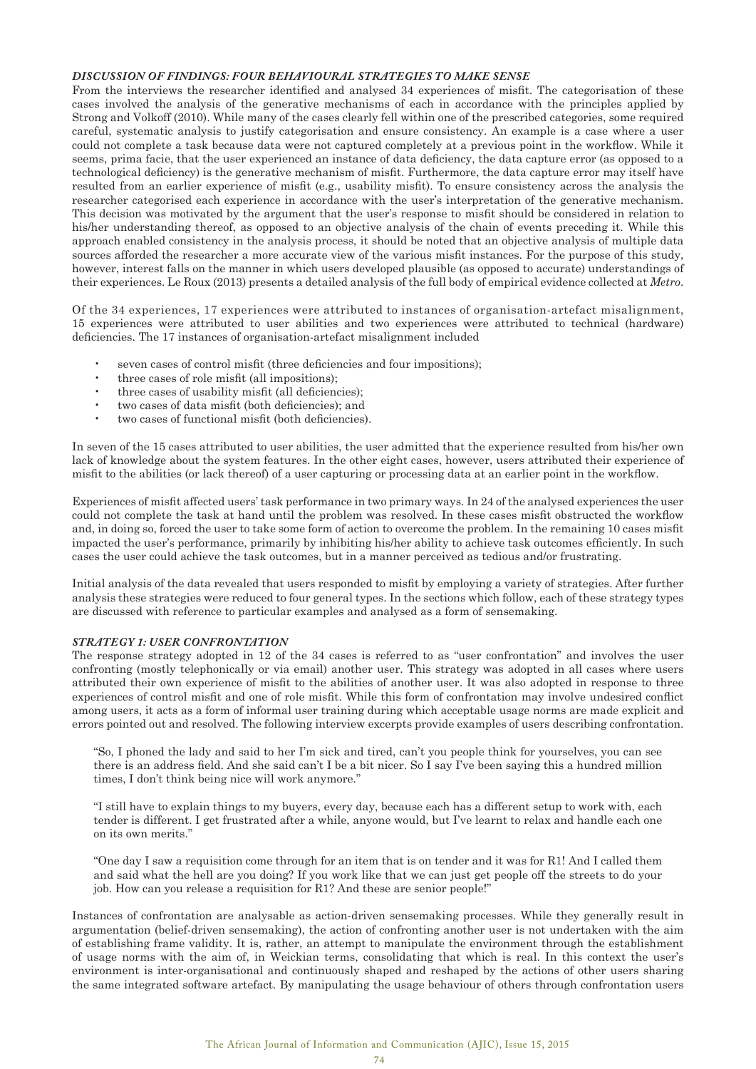### *DISCUSSION OF FINDINGS: FOUR BEHAVIOURAL STRATEGIES TO MAKE SENSE*

From the interviews the researcher identified and analysed 34 experiences of misfit. The categorisation of these cases involved the analysis of the generative mechanisms of each in accordance with the principles applied by Strong and Volkoff (2010). While many of the cases clearly fell within one of the prescribed categories, some required careful, systematic analysis to justify categorisation and ensure consistency. An example is a case where a user could not complete a task because data were not captured completely at a previous point in the workflow. While it seems, prima facie, that the user experienced an instance of data deficiency, the data capture error (as opposed to a technological deficiency) is the generative mechanism of misfit. Furthermore, the data capture error may itself have resulted from an earlier experience of misfit (e.g., usability misfit). To ensure consistency across the analysis the researcher categorised each experience in accordance with the user's interpretation of the generative mechanism. This decision was motivated by the argument that the user's response to misfit should be considered in relation to his/her understanding thereof, as opposed to an objective analysis of the chain of events preceding it. While this approach enabled consistency in the analysis process, it should be noted that an objective analysis of multiple data sources afforded the researcher a more accurate view of the various misfit instances. For the purpose of this study, however, interest falls on the manner in which users developed plausible (as opposed to accurate) understandings of their experiences. Le Roux (2013) presents a detailed analysis of the full body of empirical evidence collected at *Metro*.

Of the 34 experiences, 17 experiences were attributed to instances of organisation-artefact misalignment, 15 experiences were attributed to user abilities and two experiences were attributed to technical (hardware) deficiencies. The 17 instances of organisation-artefact misalignment included

- seven cases of control misfit (three deficiencies and four impositions);
- three cases of role misfit (all impositions);
- three cases of usability misfit (all deficiencies);
- two cases of data misfit (both deficiencies); and
- two cases of functional misfit (both deficiencies).

In seven of the 15 cases attributed to user abilities, the user admitted that the experience resulted from his/her own lack of knowledge about the system features. In the other eight cases, however, users attributed their experience of misfit to the abilities (or lack thereof) of a user capturing or processing data at an earlier point in the workflow.

Experiences of misfit affected users' task performance in two primary ways. In 24 of the analysed experiences the user could not complete the task at hand until the problem was resolved. In these cases misfit obstructed the workflow and, in doing so, forced the user to take some form of action to overcome the problem. In the remaining 10 cases misfit impacted the user's performance, primarily by inhibiting his/her ability to achieve task outcomes efficiently. In such cases the user could achieve the task outcomes, but in a manner perceived as tedious and/or frustrating.

Initial analysis of the data revealed that users responded to misfit by employing a variety of strategies. After further analysis these strategies were reduced to four general types. In the sections which follow, each of these strategy types are discussed with reference to particular examples and analysed as a form of sensemaking.

### *STRATEGY 1: USER CONFRONTATION*

The response strategy adopted in 12 of the 34 cases is referred to as "user confrontation" and involves the user confronting (mostly telephonically or via email) another user. This strategy was adopted in all cases where users attributed their own experience of misfit to the abilities of another user. It was also adopted in response to three experiences of control misfit and one of role misfit. While this form of confrontation may involve undesired conflict among users, it acts as a form of informal user training during which acceptable usage norms are made explicit and errors pointed out and resolved. The following interview excerpts provide examples of users describing confrontation.

> "So, I phoned the lady and said to her I'm sick and tired, can't you people think for yourselves, you can see there is an address field. And she said can't I be a bit nicer. So I say I've been saying this a hundred million times, I don't think being nice will work anymore."

> "I still have to explain things to my buyers, every day, because each has a different setup to work with, each tender is different. I get frustrated after a while, anyone would, but I've learnt to relax and handle each one on its own merits."

> "One day I saw a requisition come through for an item that is on tender and it was for R1! And I called them and said what the hell are you doing? If you work like that we can just get people off the streets to do your job. How can you release a requisition for R1? And these are senior people!"

Instances of confrontation are analysable as action-driven sensemaking processes. While they generally result in argumentation (belief-driven sensemaking), the action of confronting another user is not undertaken with the aim of establishing frame validity. It is, rather, an attempt to manipulate the environment through the establishment of usage norms with the aim of, in Weickian terms, consolidating that which is real. In this context the user's environment is inter-organisational and continuously shaped and reshaped by the actions of other users sharing the same integrated software artefact. By manipulating the usage behaviour of others through confrontation users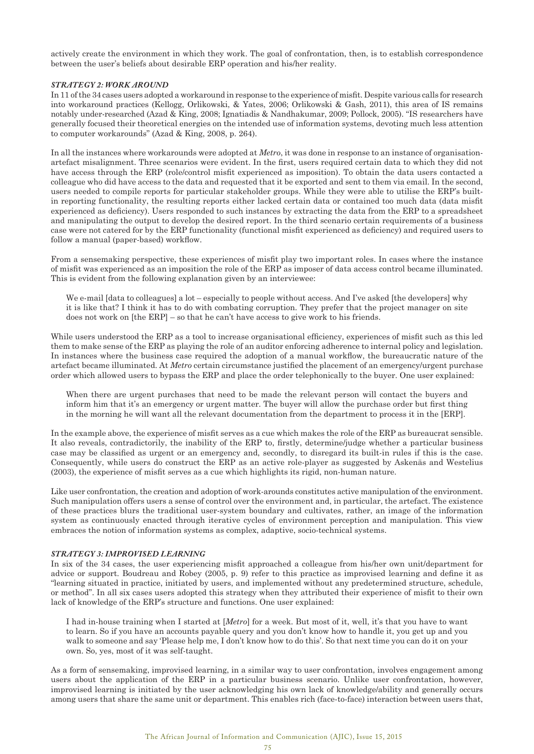actively create the environment in which they work. The goal of confrontation, then, is to establish correspondence between the user's beliefs about desirable ERP operation and his/her reality.

### *STRATEGY 2: WORK AROUND*

In 11 of the 34 cases users adopted a workaround in response to the experience of misfit. Despite various calls for research into workaround practices (Kellogg, Orlikowski, & Yates, 2006; Orlikowski & Gash, 2011), this area of IS remains notably under-researched (Azad & King, 2008; Ignatiadis & Nandhakumar, 2009; Pollock, 2005). "IS researchers have generally focused their theoretical energies on the intended use of information systems, devoting much less attention to computer workarounds" (Azad & King, 2008, p. 264).

In all the instances where workarounds were adopted at *Metro*, it was done in response to an instance of organisation-artefact misalignment. Three scenarios were evident. In the first, users required certain data to which they did not have access through the ERP (role/control misfit experienced as imposition). To obtain the data users contacted a colleague who did have access to the data and requested that it be exported and sent to them via email. In the second, users needed to compile reports for particular stakeholder groups. While they were able to utilise the ERP's built-in reporting functionality, the resulting reports either lacked certain data or contained too much data (data misfit experienced as deficiency). Users responded to such instances by extracting the data from the ERP to a spreadsheet and manipulating the output to develop the desired report. In the third scenario certain requirements of a business case were not catered for by the ERP functionality (functional misfit experienced as deficiency) and required users to follow a manual (paper-based) workflow.

From a sensemaking perspective, these experiences of misfit play two important roles. In cases where the instance of misfit was experienced as an imposition the role of the ERP as imposer of data access control became illuminated. This is evident from the following explanation given by an interviewee:

> We e-mail [data to colleagues] a lot – especially to people without access. And I've asked [the developers] why it is like that? I think it has to do with combating corruption. They prefer that the project manager on site does not work on [the ERP] – so that he can't have access to give work to his friends.

While users understood the ERP as a tool to increase organisational efficiency, experiences of misfit such as this led them to make sense of the ERP as playing the role of an auditor enforcing adherence to internal policy and legislation. In instances where the business case required the adoption of a manual workflow, the bureaucratic nature of the artefact became illuminated. At *Metro* certain circumstance justified the placement of an emergency/urgent purchase order which allowed users to bypass the ERP and place the order telephonically to the buyer. One user explained:

> When there are urgent purchases that need to be made the relevant person will contact the buyers and inform him that it's an emergency or urgent matter. The buyer will allow the purchase order but first thing in the morning he will want all the relevant documentation from the department to process it in the [ERP].

In the example above, the experience of misfit serves as a cue which makes the role of the ERP as bureaucrat sensible. It also reveals, contradictorily, the inability of the ERP to, firstly, determine/judge whether a particular business case may be classified as urgent or an emergency and, secondly, to disregard its built-in rules if this is the case. Consequently, while users do construct the ERP as an active role-player as suggested by Askenäs and Westelius (2003), the experience of misfit serves as a cue which highlights its rigid, non-human nature.

Like user confrontation, the creation and adoption of work-arounds constitutes active manipulation of the environment. Such manipulation offers users a sense of control over the environment and, in particular, the artefact. The existence of these practices blurs the traditional user-system boundary and cultivates, rather, an image of the information system as continuously enacted through iterative cycles of environment perception and manipulation. This view embraces the notion of information systems as complex, adaptive, socio-technical systems.

### *STRATEGY 3: IMPROVISED LEARNING*

In six of the 34 cases, the user experiencing misfit approached a colleague from his/her own unit/department for advice or support. Boudreau and Robey (2005, p. 9) refer to this practice as improvised learning and define it as "learning situated in practice, initiated by users, and implemented without any predetermined structure, schedule, or method". In all six cases users adopted this strategy when they attributed their experience of misfit to their own lack of knowledge of the ERP's structure and functions. One user explained:

> I had in-house training when I started at [*Metro*] for a week. But most of it, well, it's that you have to want to learn. So if you have an accounts payable query and you don't know how to handle it, you get up and you walk to someone and say 'Please help me, I don't know how to do this'. So that next time you can do it on your own. So, yes, most of it was self-taught.

As a form of sensemaking, improvised learning, in a similar way to user confrontation, involves engagement among users about the application of the ERP in a particular business scenario. Unlike user confrontation, however, improvised learning is initiated by the user acknowledging his own lack of knowledge/ability and generally occurs among users that share the same unit or department. This enables rich (face-to-face) interaction between users that,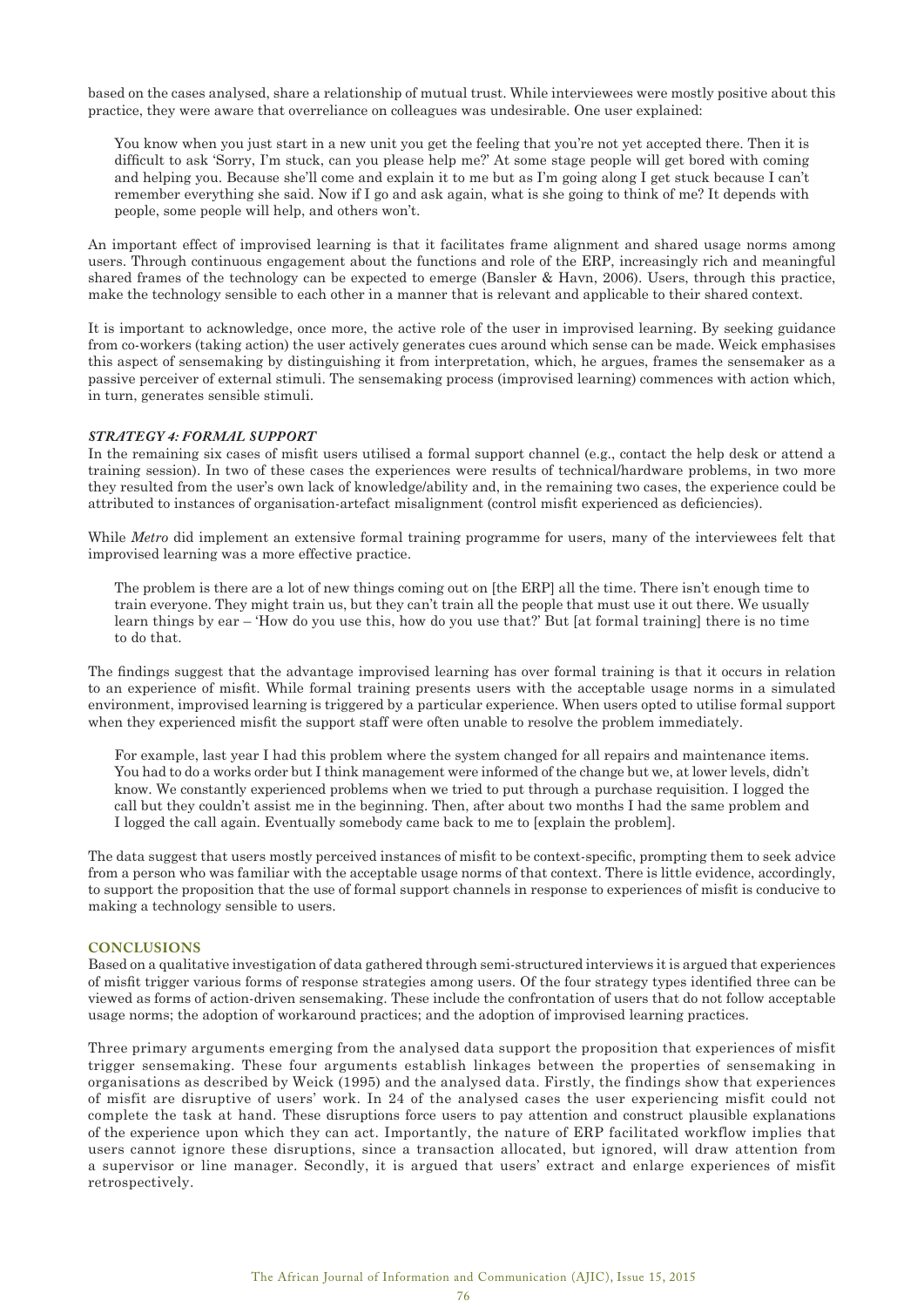based on the cases analysed, share a relationship of mutual trust. While interviewees were mostly positive about this practice, they were aware that overreliance on colleagues was undesirable. One user explained:

> You know when you just start in a new unit you get the feeling that you're not yet accepted there. Then it is difficult to ask 'Sorry, I'm stuck, can you please help me?' At some stage people will get bored with coming and helping you. Because she'll come and explain it to me but as I'm going along I get stuck because I can't remember everything she said. Now if I go and ask again, what is she going to think of me? It depends with people, some people will help, and others won't.

An important effect of improvised learning is that it facilitates frame alignment and shared usage norms among users. Through continuous engagement about the functions and role of the ERP, increasingly rich and meaningful shared frames of the technology can be expected to emerge (Bansler & Havn, 2006). Users, through this practice, make the technology sensible to each other in a manner that is relevant and applicable to their shared context.

It is important to acknowledge, once more, the active role of the user in improvised learning. By seeking guidance from co-workers (taking action) the user actively generates cues around which sense can be made. Weick emphasises this aspect of sensemaking by distinguishing it from interpretation, which, he argues, frames the sensemaker as a passive perceiver of external stimuli. The sensemaking process (improvised learning) commences with action which, in turn, generates sensible stimuli.

#### *STRATEGY 4: FORMAL SUPPORT*

In the remaining six cases of misfit users utilised a formal support channel (e.g., contact the help desk or attend a training session). In two of these cases the experiences were results of technical/hardware problems, in two more they resulted from the user's own lack of knowledge/ability and, in the remaining two cases, the experience could be attributed to instances of organisation-artefact misalignment (control misfit experienced as deficiencies).

While *Metro* did implement an extensive formal training programme for users, many of the interviewees felt that improvised learning was a more effective practice.

> The problem is there are a lot of new things coming out on [the ERP] all the time. There isn't enough time to train everyone. They might train us, but they can't train all the people that must use it out there. We usually learn things by ear – 'How do you use this, how do you use that?' But [at formal training] there is no time to do that.

The findings suggest that the advantage improvised learning has over formal training is that it occurs in relation to an experience of misfit. While formal training presents users with the acceptable usage norms in a simulated environment, improvised learning is triggered by a particular experience. When users opted to utilise formal support when they experienced misfit the support staff were often unable to resolve the problem immediately.

> For example, last year I had this problem where the system changed for all repairs and maintenance items. You had to do a works order but I think management were informed of the change but we, at lower levels, didn't know. We constantly experienced problems when we tried to put through a purchase requisition. I logged the call but they couldn't assist me in the beginning. Then, after about two months I had the same problem and I logged the call again. Eventually somebody came back to me to [explain the problem].

The data suggest that users mostly perceived instances of misfit to be context-specific, prompting them to seek advice from a person who was familiar with the acceptable usage norms of that context. There is little evidence, accordingly, to support the proposition that the use of formal support channels in response to experiences of misfit is conducive to making a technology sensible to users.

## CONCLUSIONS

Based on a qualitative investigation of data gathered through semi-structured interviews it is argued that experiences of misfit trigger various forms of response strategies among users. Of the four strategy types identified three can be viewed as forms of action-driven sensemaking. These include the confrontation of users that do not follow acceptable usage norms; the adoption of workaround practices; and the adoption of improvised learning practices.

Three primary arguments emerging from the analysed data support the proposition that experiences of misfit trigger sensemaking. These four arguments establish linkages between the properties of sensemaking in organisations as described by Weick (1995) and the analysed data. Firstly, the findings show that experiences of misfit are disruptive of users' work. In 24 of the analysed cases the user experiencing misfit could not complete the task at hand. These disruptions force users to pay attention and construct plausible explanations of the experience upon which they can act. Importantly, the nature of ERP facilitated workflow implies that users cannot ignore these disruptions, since a transaction allocated, but ignored, will draw attention from a supervisor or line manager. Secondly, it is argued that users' extract and enlarge experiences of misfit retrospectively.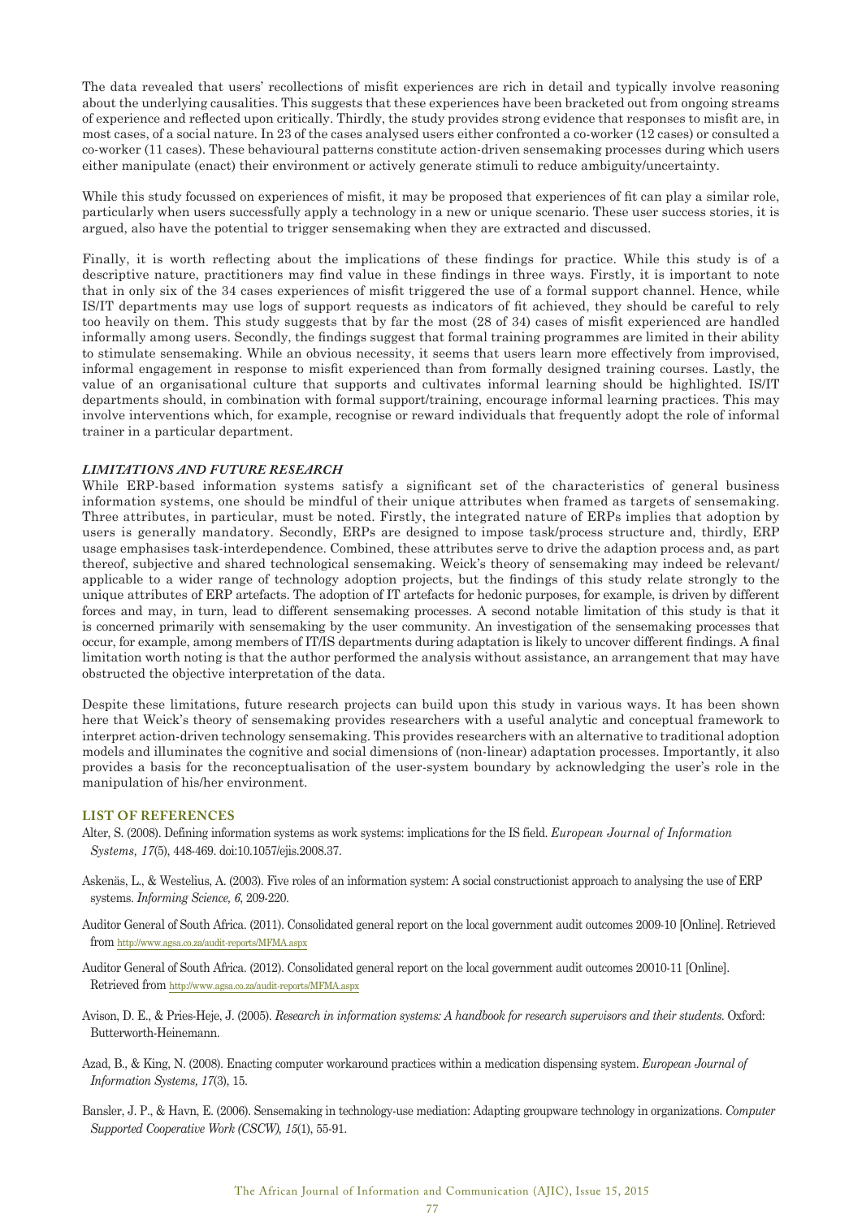The data revealed that users' recollections of misfit experiences are rich in detail and typically involve reasoning about the underlying causalities. This suggests that these experiences have been bracketed out from ongoing streams of experience and reflected upon critically. Thirdly, the study provides strong evidence that responses to misfit are, in most cases, of a social nature. In 23 of the cases analysed users either confronted a co-worker (12 cases) or consulted a co-worker (11 cases). These behavioural patterns constitute action-driven sensemaking processes during which users either manipulate (enact) their environment or actively generate stimuli to reduce ambiguity/uncertainty.

While this study focussed on experiences of misfit, it may be proposed that experiences of fit can play a similar role, particularly when users successfully apply a technology in a new or unique scenario. These user success stories, it is argued, also have the potential to trigger sensemaking when they are extracted and discussed.

Finally, it is worth reflecting about the implications of these findings for practice. While this study is of a descriptive nature, practitioners may find value in these findings in three ways. Firstly, it is important to note that in only six of the 34 cases experiences of misfit triggered the use of a formal support channel. Hence, while IS/IT departments may use logs of support requests as indicators of fit achieved, they should be careful to rely too heavily on them. This study suggests that by far the most (28 of 34) cases of misfit experienced are handled informally among users. Secondly, the findings suggest that formal training programmes are limited in their ability to stimulate sensemaking. While an obvious necessity, it seems that users learn more effectively from improvised, informal engagement in response to misfit experienced than from formally designed training courses. Lastly, the value of an organisational culture that supports and cultivates informal learning should be highlighted. IS/IT departments should, in combination with formal support/training, encourage informal learning practices. This may involve interventions which, for example, recognise or reward individuals that frequently adopt the role of informal trainer in a particular department.

### *LIMITATIONS AND FUTURE RESEARCH*

While ERP-based information systems satisfy a significant set of the characteristics of general business information systems, one should be mindful of their unique attributes when framed as targets of sensemaking. Three attributes, in particular, must be noted. Firstly, the integrated nature of ERPs implies that adoption by users is generally mandatory. Secondly, ERPs are designed to impose task/process structure and, thirdly, ERP usage emphasises task-interdependence. Combined, these attributes serve to drive the adaption process and, as part thereof, subjective and shared technological sensemaking. Weick's theory of sensemaking may indeed be relevant/applicable to a wider range of technology adoption projects, but the findings of this study relate strongly to the unique attributes of ERP artefacts. The adoption of IT artefacts for hedonic purposes, for example, is driven by different forces and may, in turn, lead to different sensemaking processes. A second notable limitation of this study is that it is concerned primarily with sensemaking by the user community. An investigation of the sensemaking processes that occur, for example, among members of IT/IS departments during adaptation is likely to uncover different findings. A final limitation worth noting is that the author performed the analysis without assistance, an arrangement that may have obstructed the objective interpretation of the data.

Despite these limitations, future research projects can build upon this study in various ways. It has been shown here that Weick's theory of sensemaking provides researchers with a useful analytic and conceptual framework to interpret action-driven technology sensemaking. This provides researchers with an alternative to traditional adoption models and illuminates the cognitive and social dimensions of (non-linear) adaptation processes. Importantly, it also provides a basis for the reconceptualisation of the user-system boundary by acknowledging the user's role in the manipulation of his/her environment.

## LIST OF REFERENCES

Alter, S. (2008). Defining information systems as work systems: implications for the IS field. *European Journal of Information Systems, 17*(5), 448-469. doi:10.1057/ejis.2008.37.

Askenäs, L., & Westelius, A. (2003). Five roles of an information system: A social constructionist approach to analysing the use of ERP systems. *Informing Science, 6*, 209-220.

Auditor General of South Africa. (2011). Consolidated general report on the local government audit outcomes 2009-10 [Online]. Retrieved from http://www.agsa.co.za/audit-reports/MFMA.aspx

Auditor General of South Africa. (2012). Consolidated general report on the local government audit outcomes 20010-11 [Online]. Retrieved from http://www.agsa.co.za/audit-reports/MFMA.aspx

Avison, D. E., & Pries-Heje, J. (2005). *Research in information systems: A handbook for research supervisors and their students*. Oxford: Butterworth-Heinemann.

Azad, B., & King, N. (2008). Enacting computer workaround practices within a medication dispensing system. *European Journal of Information Systems, 17*(3), 15.

Bansler, J. P., & Havn, E. (2006). Sensemaking in technology-use mediation: Adapting groupware technology in organizations. *Computer Supported Cooperative Work (CSCW), 15*(1), 55-91.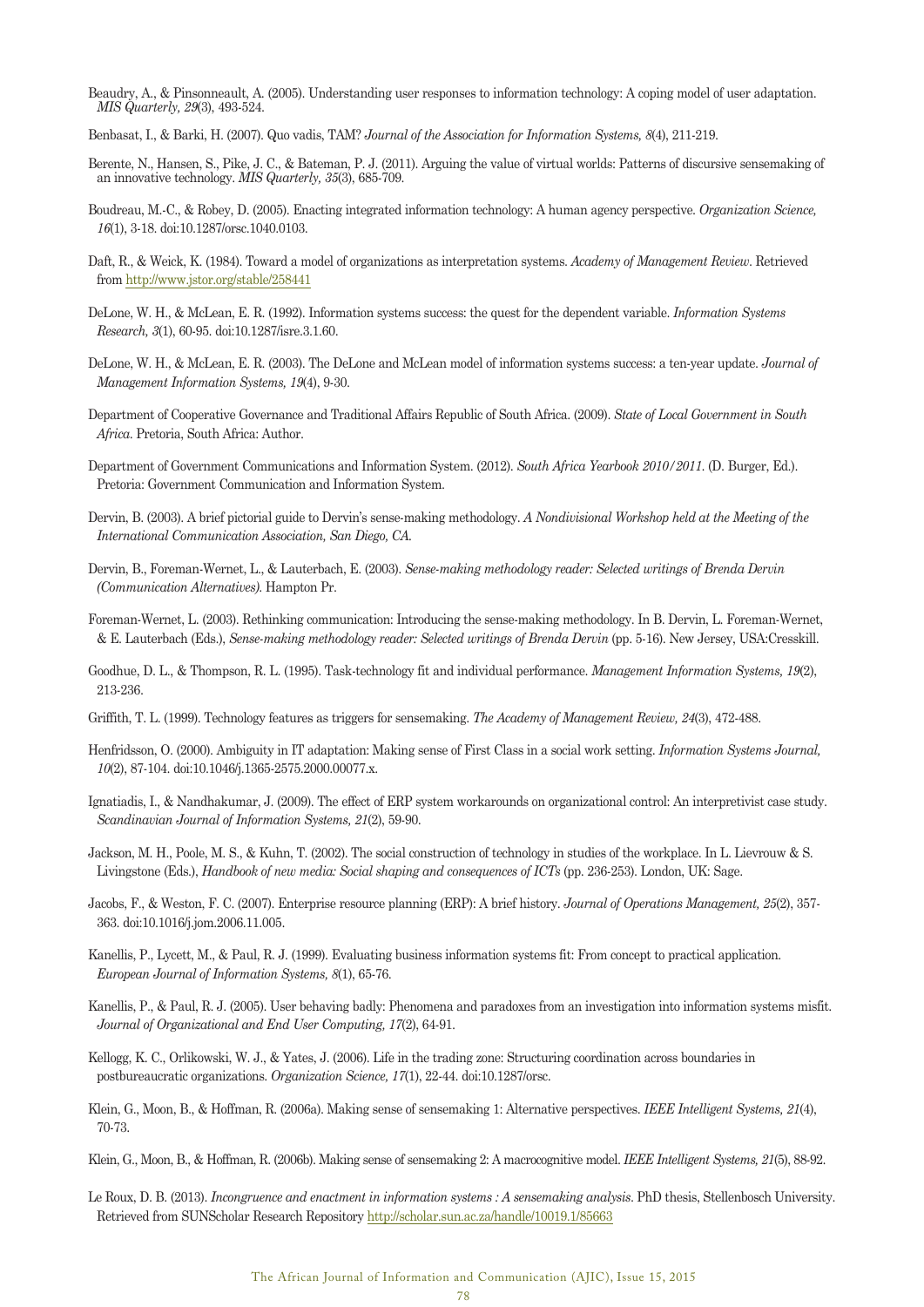Beaudry, A., & Pinsonneault, A. (2005). Understanding user responses to information technology: A coping model of user adaptation. *MIS Quarterly, 29*(3), 493-524.

Benbasat, I., & Barki, H. (2007). Quo vadis, TAM? *Journal of the Association for Information Systems, 8*(4), 211-219.

Berente, N., Hansen, S., Pike, J. C., & Bateman, P. J. (2011). Arguing the value of virtual worlds: Patterns of discursive sensemaking of an innovative technology. *MIS Quarterly, 35*(3), 685-709.

Boudreau, M.-C., & Robey, D. (2005). Enacting integrated information technology: A human agency perspective. *Organization Science, 16*(1), 3-18. doi:10.1287/orsc.1040.0103.

Daft, R., & Weick, K. (1984). Toward a model of organizations as interpretation systems. *Academy of Management Review*. Retrieved from http://www.jstor.org/stable/258441

DeLone, W. H., & McLean, E. R. (1992). Information systems success: the quest for the dependent variable. *Information Systems Research, 3*(1), 60-95. doi:10.1287/isre.3.1.60.

DeLone, W. H., & McLean, E. R. (2003). The DeLone and McLean model of information systems success: a ten-year update. *Journal of Management Information Systems, 19*(4), 9-30.

Department of Cooperative Governance and Traditional Affairs Republic of South Africa. (2009). *State of Local Government in South Africa*. Pretoria, South Africa: Author.

Department of Government Communications and Information System. (2012). *South Africa Yearbook 2010/2011*. (D. Burger, Ed.). Pretoria: Government Communication and Information System.

Dervin, B. (2003). A brief pictorial guide to Dervin's sense-making methodology. *A Nondivisional Workshop held at the Meeting of the International Communication Association, San Diego, CA.*

Dervin, B., Foreman-Wernet, L., & Lauterbach, E. (2003). *Sense-making methodology reader: Selected writings of Brenda Dervin (Communication Alternatives)*. Hampton Pr.

Foreman-Wernet, L. (2003). Rethinking communication: Introducing the sense-making methodology. In B. Dervin, L. Foreman-Wernet, & E. Lauterbach (Eds.), *Sense-making methodology reader: Selected writings of Brenda Dervin* (pp. 5-16). New Jersey, USA:Cresskill.

Goodhue, D. L., & Thompson, R. L. (1995). Task-technology fit and individual performance. *Management Information Systems, 19*(2), 213-236.

Griffith, T. L. (1999). Technology features as triggers for sensemaking. *The Academy of Management Review, 24*(3), 472-488.

Henfridsson, O. (2000). Ambiguity in IT adaptation: Making sense of First Class in a social work setting. *Information Systems Journal, 10*(2), 87-104. doi:10.1046/j.1365-2575.2000.00077.x.

Ignatiadis, I., & Nandhakumar, J. (2009). The effect of ERP system workarounds on organizational control: An interpretivist case study. *Scandinavian Journal of Information Systems, 21*(2), 59-90.

Jackson, M. H., Poole, M. S., & Kuhn, T. (2002). The social construction of technology in studies of the workplace. In L. Lievrouw & S. Livingstone (Eds.), *Handbook of new media: Social shaping and consequences of ICTs* (pp. 236-253). London, UK: Sage.

Jacobs, F., & Weston, F. C. (2007). Enterprise resource planning (ERP): A brief history. *Journal of Operations Management, 25*(2), 357-363. doi:10.1016/j.jom.2006.11.005.

Kanellis, P., Lycett, M., & Paul, R. J. (1999). Evaluating business information systems fit: From concept to practical application. *European Journal of Information Systems, 8*(1), 65-76.

Kanellis, P., & Paul, R. J. (2005). User behaving badly: Phenomena and paradoxes from an investigation into information systems misfit. *Journal of Organizational and End User Computing, 17*(2), 64-91.

Kellogg, K. C., Orlikowski, W. J., & Yates, J. (2006). Life in the trading zone: Structuring coordination across boundaries in postbureaucratic organizations. *Organization Science, 17*(1), 22-44. doi:10.1287/orsc.

Klein, G., Moon, B., & Hoffman, R. (2006a). Making sense of sensemaking 1: Alternative perspectives. *IEEE Intelligent Systems, 21*(4), 70-73.

Klein, G., Moon, B., & Hoffman, R. (2006b). Making sense of sensemaking 2: A macrocognitive model. *IEEE Intelligent Systems, 21*(5), 88-92.

Le Roux, D. B. (2013). *Incongruence and enactment in information systems : A sensemaking analysis*. PhD thesis, Stellenbosch University. Retrieved from SUNScholar Research Repository http://scholar.sun.ac.za/handle/10019.1/85663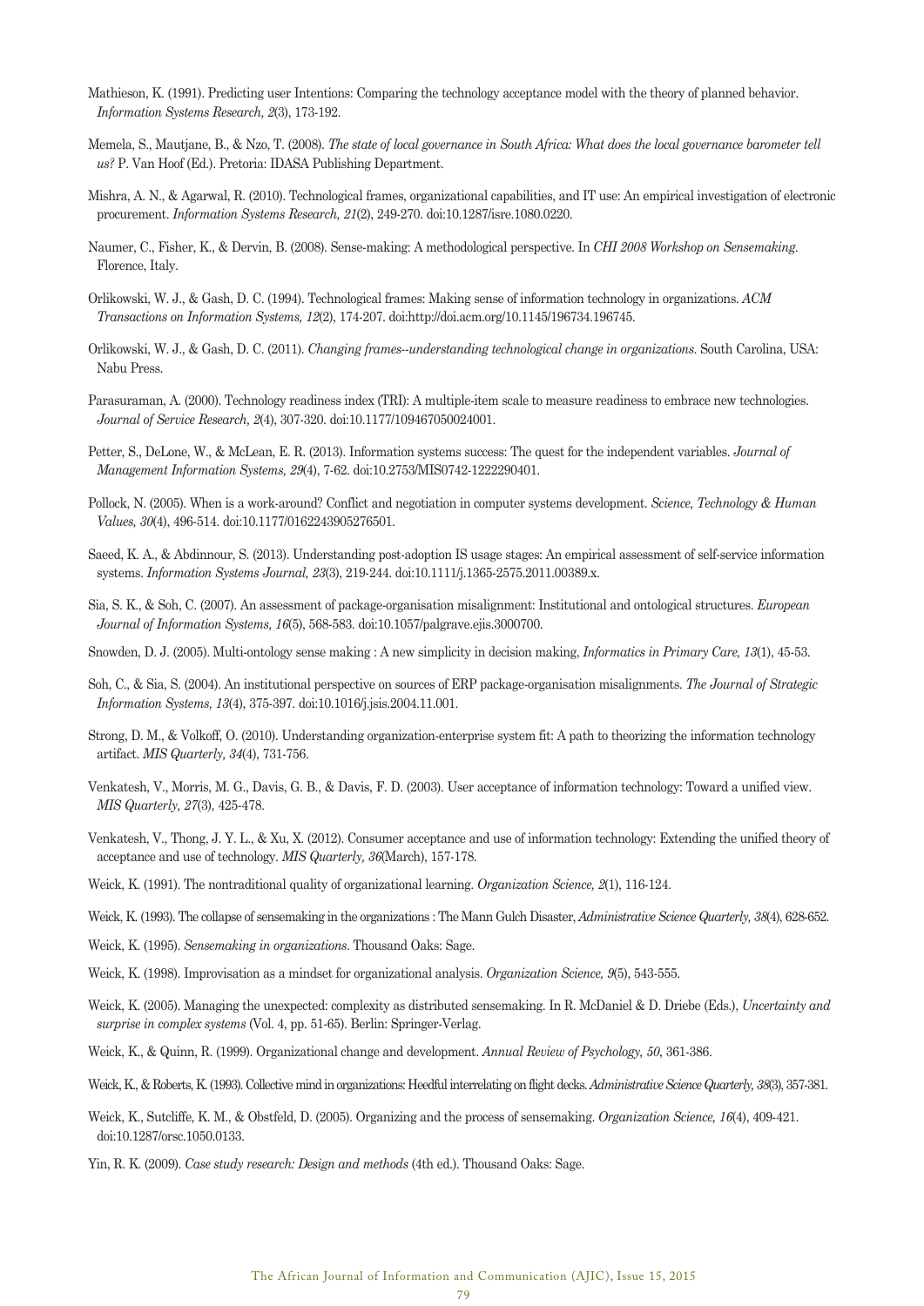Mathieson, K. (1991). Predicting user Intentions: Comparing the technology acceptance model with the theory of planned behavior. *Information Systems Research, 2*(3), 173-192.

Memela, S., Mautjane, B., & Nzo, T. (2008). *The state of local governance in South Africa: What does the local governance barometer tell us?* P. Van Hoof (Ed.). Pretoria: IDASA Publishing Department.

Mishra, A. N., & Agarwal, R. (2010). Technological frames, organizational capabilities, and IT use: An empirical investigation of electronic procurement. *Information Systems Research, 21*(2), 249-270. doi:10.1287/isre.1080.0220.

Naumer, C., Fisher, K., & Dervin, B. (2008). Sense-making: A methodological perspective. In *CHI 2008 Workshop on Sensemaking*. Florence, Italy.

Orlikowski, W. J., & Gash, D. C. (1994). Technological frames: Making sense of information technology in organizations. *ACM Transactions on Information Systems, 12*(2), 174-207. doi:http://doi.acm.org/10.1145/196734.196745.

Orlikowski, W. J., & Gash, D. C. (2011). *Changing frames--understanding technological change in organizations*. South Carolina, USA: Nabu Press.

Parasuraman, A. (2000). Technology readiness index (TRI): A multiple-item scale to measure readiness to embrace new technologies. *Journal of Service Research, 2*(4), 307-320. doi:10.1177/109467050024001.

Petter, S., DeLone, W., & McLean, E. R. (2013). Information systems success: The quest for the independent variables. *Journal of Management Information Systems, 29*(4), 7-62. doi:10.2753/MIS0742-1222290401.

Pollock, N. (2005). When is a work-around? Conflict and negotiation in computer systems development. *Science, Technology & Human Values, 30*(4), 496-514. doi:10.1177/0162243905276501.

Saeed, K. A., & Abdinnour, S. (2013). Understanding post-adoption IS usage stages: An empirical assessment of self-service information systems. *Information Systems Journal, 23*(3), 219-244. doi:10.1111/j.1365-2575.2011.00389.x.

Sia, S. K., & Soh, C. (2007). An assessment of package-organisation misalignment: Institutional and ontological structures. *European Journal of Information Systems, 16*(5), 568-583. doi:10.1057/palgrave.ejis.3000700.

Snowden, D. J. (2005). Multi-ontology sense making : A new simplicity in decision making, *Informatics in Primary Care, 13*(1), 45-53.

Soh, C., & Sia, S. (2004). An institutional perspective on sources of ERP package-organisation misalignments. *The Journal of Strategic Information Systems, 13*(4), 375-397. doi:10.1016/j.jsis.2004.11.001.

Strong, D. M., & Volkoff, O. (2010). Understanding organization-enterprise system fit: A path to theorizing the information technology artifact. *MIS Quarterly, 34*(4), 731-756.

Venkatesh, V., Morris, M. G., Davis, G. B., & Davis, F. D. (2003). User acceptance of information technology: Toward a unified view. *MIS Quarterly, 27*(3), 425-478.

Venkatesh, V., Thong, J. Y. L., & Xu, X. (2012). Consumer acceptance and use of information technology: Extending the unified theory of acceptance and use of technology. *MIS Quarterly, 36*(March), 157-178.

Weick, K. (1991). The nontraditional quality of organizational learning. *Organization Science, 2*(1), 116-124.

Weick, K. (1993). The collapse of sensemaking in the organizations : The Mann Gulch Disaster, *Administrative Science Quarterly, 38*(4), 628-652.

Weick, K. (1995). *Sensemaking in organizations*. Thousand Oaks: Sage.

Weick, K. (1998). Improvisation as a mindset for organizational analysis. *Organization Science, 9*(5), 543-555.

Weick, K. (2005). Managing the unexpected: complexity as distributed sensemaking. In R. McDaniel & D. Driebe (Eds.), *Uncertainty and surprise in complex systems* (Vol. 4, pp. 51-65). Berlin: Springer-Verlag.

Weick, K., & Quinn, R. (1999). Organizational change and development. *Annual Review of Psychology, 50*, 361-386.

Weick, K., & Roberts, K. (1993). Collective mind in organizations: Heedful interrelating on flight decks. *Administrative Science Quarterly, 38*(3), 357-381.

Weick, K., Sutcliffe, K. M., & Obstfeld, D. (2005). Organizing and the process of sensemaking. *Organization Science, 16*(4), 409-421. doi:10.1287/orsc.1050.0133.

Yin, R. K. (2009). *Case study research: Design and methods* (4th ed.). Thousand Oaks: Sage.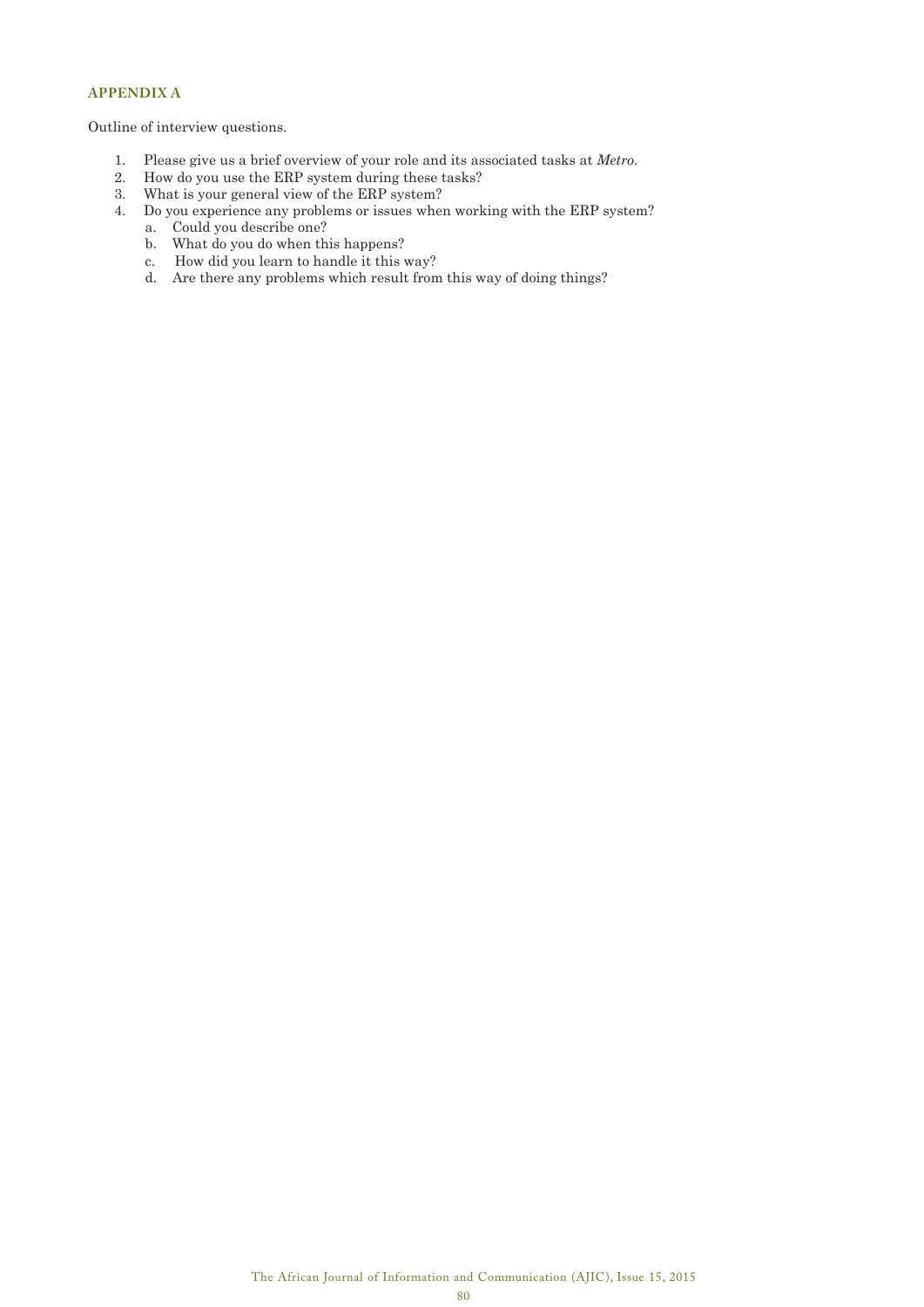## APPENDIX A

Outline of interview questions.

1. Please give us a brief overview of your role and its associated tasks at *Metro*.
2. How do you use the ERP system during these tasks?
3. What is your general view of the ERP system?
4. Do you experience any problems or issues when working with the ERP system?
   a. Could you describe one?
   b. What do you do when this happens?
   c. How did you learn to handle it this way?
   d. Are there any problems which result from this way of doing things?